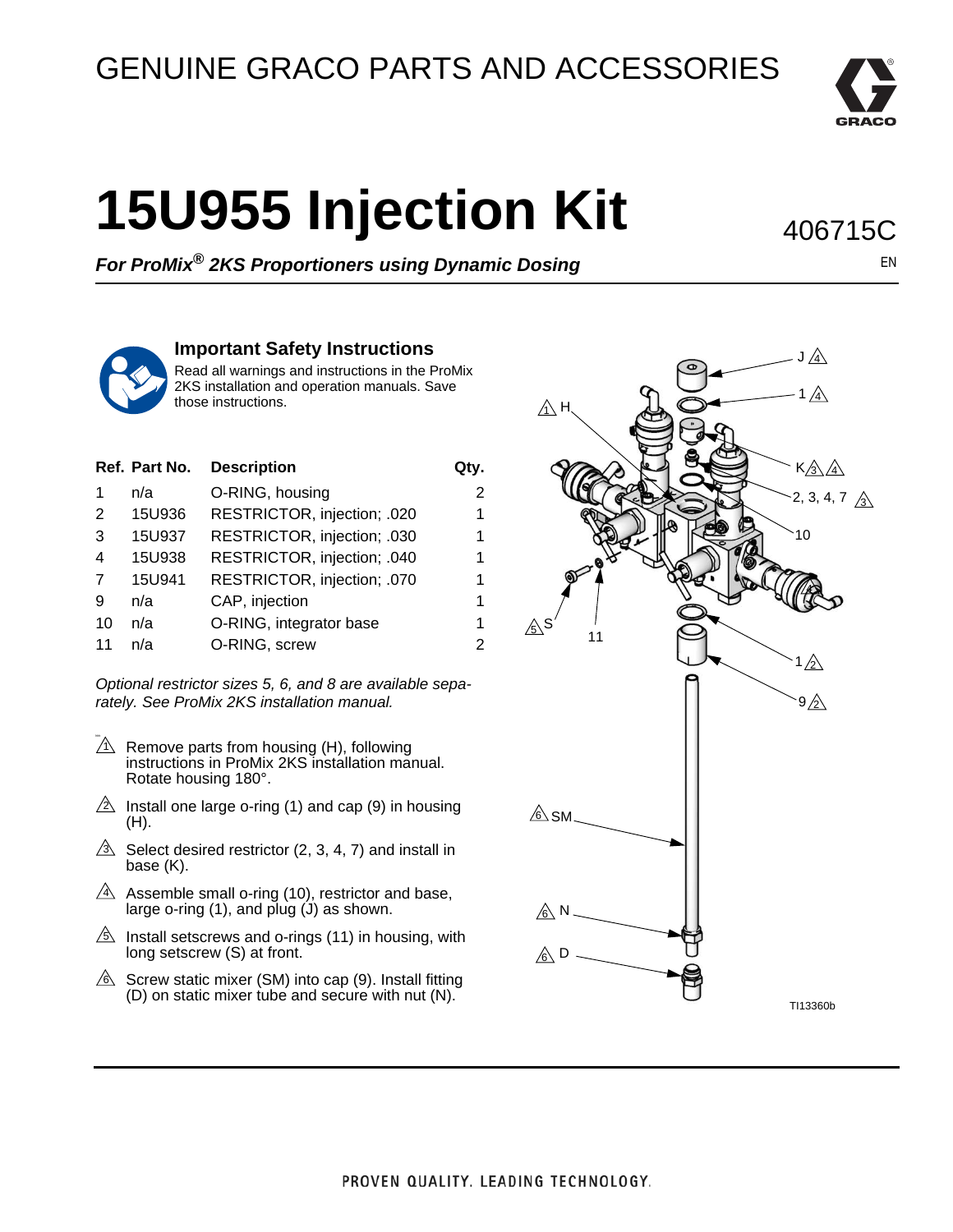GENUINE GRACO PARTS AND ACCESSORIES

# 15U955 Injection Kit

406715C

EN

***For ProMix® 2KS Proportioners using Dynamic Dosing***

## Important Safety Instructions

Read all warnings and instructions in the ProMix 2KS installation and operation manuals. Save those instructions.

| Ref. | Part No. | Description | Qty. |
|---|---|---|---|
| 1 | n/a | O-RING, housing | 2 |
| 2 | 15U936 | RESTRICTOR, injection; .020 | 1 |
| 3 | 15U937 | RESTRICTOR, injection; .030 | 1 |
| 4 | 15U938 | RESTRICTOR, injection; .040 | 1 |
| 7 | 15U941 | RESTRICTOR, injection; .070 | 1 |
| 9 | n/a | CAP, injection | 1 |
| 10 | n/a | O-RING, integrator base | 1 |
| 11 | n/a | O-RING, screw | 2 |

*Optional restrictor sizes 5, 6, and 8 are available separately. See ProMix 2KS installation manual.*

1. Remove parts from housing (H), following instructions in ProMix 2KS installation manual. Rotate housing 180°.
2. Install one large o-ring (1) and cap (9) in housing (H).
3. Select desired restrictor (2, 3, 4, 7) and install in base (K).
4. Assemble small o-ring (10), restrictor and base, large o-ring (1), and plug (J) as shown.
5. Install setscrews and o-rings (11) in housing, with long setscrew (S) at front.
6. Screw static mixer (SM) into cap (9). Install fitting (D) on static mixer tube and secure with nut (N).

TI13360b

PROVEN QUALITY. LEADING TECHNOLOGY.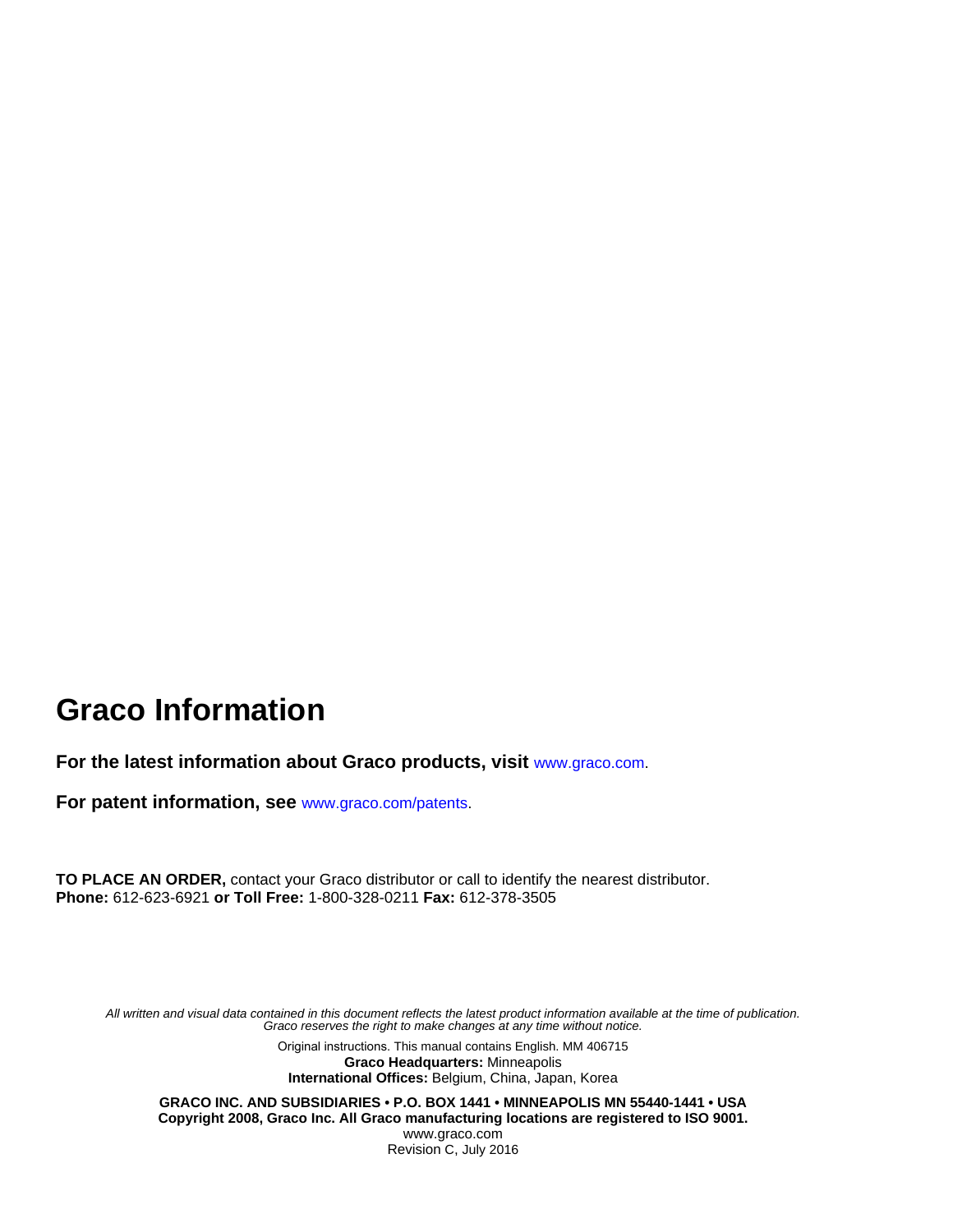# Graco Information

**For the latest information about Graco products, visit** www.graco.com.

**For patent information, see** www.graco.com/patents.

**TO PLACE AN ORDER,** contact your Graco distributor or call to identify the nearest distributor.
**Phone:** 612-623-6921 **or Toll Free:** 1-800-328-0211 **Fax:** 612-378-3505

*All written and visual data contained in this document reflects the latest product information available at the time of publication. Graco reserves the right to make changes at any time without notice.*

Original instructions. This manual contains English. MM 406715
**Graco Headquarters:** Minneapolis
**International Offices:** Belgium, China, Japan, Korea

**GRACO INC. AND SUBSIDIARIES • P.O. BOX 1441 • MINNEAPOLIS MN 55440-1441 • USA**
**Copyright 2008, Graco Inc. All Graco manufacturing locations are registered to ISO 9001.**
www.graco.com
Revision C, July 2016